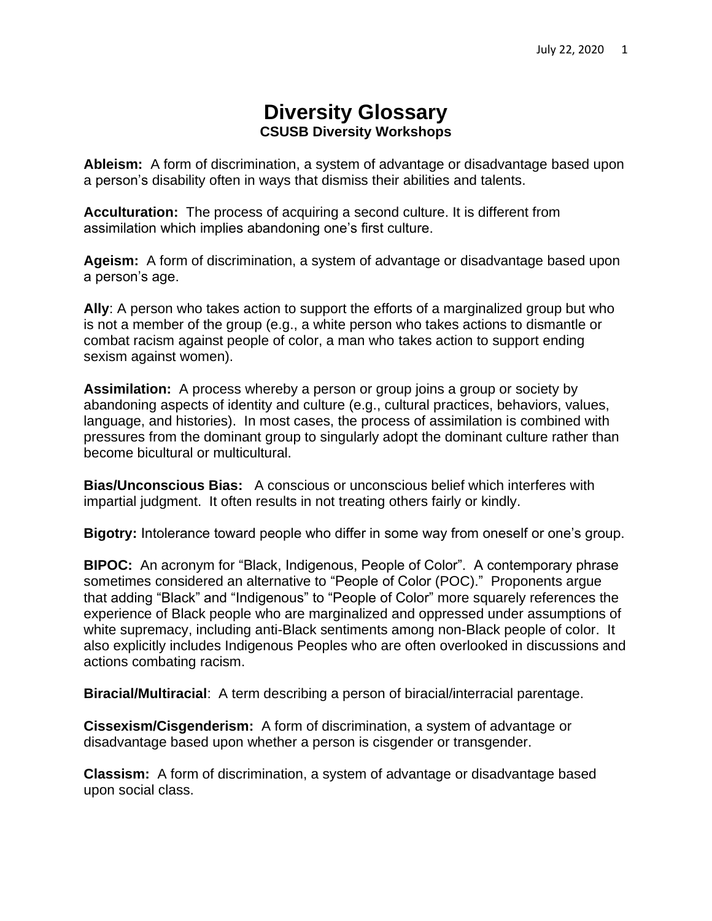# Diversity Glossary

## CSUSB Diversity Workshops

**Ableism:** A form of discrimination, a system of advantage or disadvantage based upon a person's disability often in ways that dismiss their abilities and talents.

**Acculturation:** The process of acquiring a second culture. It is different from assimilation which implies abandoning one's first culture.

**Ageism:** A form of discrimination, a system of advantage or disadvantage based upon a person's age.

**Ally**: A person who takes action to support the efforts of a marginalized group but who is not a member of the group (e.g., a white person who takes actions to dismantle or combat racism against people of color, a man who takes action to support ending sexism against women).

**Assimilation:** A process whereby a person or group joins a group or society by abandoning aspects of identity and culture (e.g., cultural practices, behaviors, values, language, and histories). In most cases, the process of assimilation is combined with pressures from the dominant group to singularly adopt the dominant culture rather than become bicultural or multicultural.

**Bias/Unconscious Bias:** A conscious or unconscious belief which interferes with impartial judgment. It often results in not treating others fairly or kindly.

**Bigotry:** Intolerance toward people who differ in some way from oneself or one's group.

**BIPOC:** An acronym for "Black, Indigenous, People of Color". A contemporary phrase sometimes considered an alternative to "People of Color (POC)." Proponents argue that adding "Black" and "Indigenous" to "People of Color" more squarely references the experience of Black people who are marginalized and oppressed under assumptions of white supremacy, including anti-Black sentiments among non-Black people of color. It also explicitly includes Indigenous Peoples who are often overlooked in discussions and actions combating racism.

**Biracial/Multiracial**: A term describing a person of biracial/interracial parentage.

**Cissexism/Cisgenderism:** A form of discrimination, a system of advantage or disadvantage based upon whether a person is cisgender or transgender.

**Classism:** A form of discrimination, a system of advantage or disadvantage based upon social class.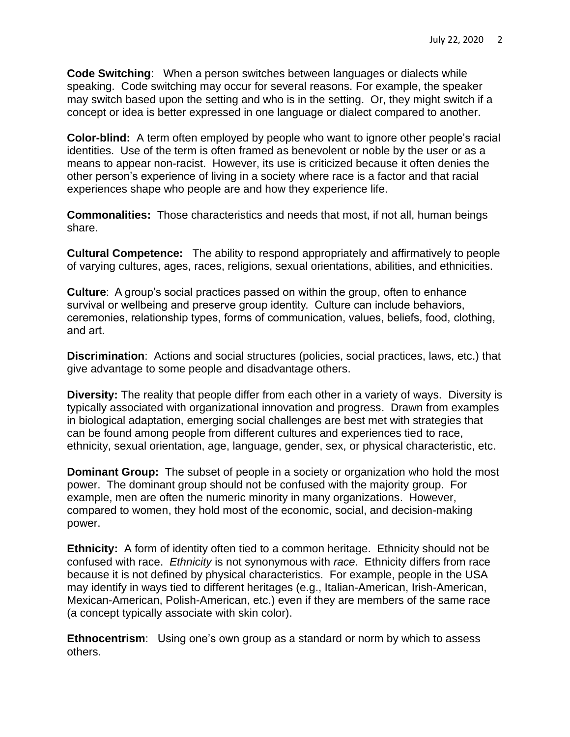**Code Switching**: When a person switches between languages or dialects while speaking. Code switching may occur for several reasons. For example, the speaker may switch based upon the setting and who is in the setting. Or, they might switch if a concept or idea is better expressed in one language or dialect compared to another.

**Color-blind:** A term often employed by people who want to ignore other people's racial identities. Use of the term is often framed as benevolent or noble by the user or as a means to appear non-racist. However, its use is criticized because it often denies the other person's experience of living in a society where race is a factor and that racial experiences shape who people are and how they experience life.

**Commonalities:** Those characteristics and needs that most, if not all, human beings share.

**Cultural Competence:** The ability to respond appropriately and affirmatively to people of varying cultures, ages, races, religions, sexual orientations, abilities, and ethnicities.

**Culture**: A group's social practices passed on within the group, often to enhance survival or wellbeing and preserve group identity. Culture can include behaviors, ceremonies, relationship types, forms of communication, values, beliefs, food, clothing, and art.

**Discrimination**: Actions and social structures (policies, social practices, laws, etc.) that give advantage to some people and disadvantage others.

**Diversity:** The reality that people differ from each other in a variety of ways. Diversity is typically associated with organizational innovation and progress. Drawn from examples in biological adaptation, emerging social challenges are best met with strategies that can be found among people from different cultures and experiences tied to race, ethnicity, sexual orientation, age, language, gender, sex, or physical characteristic, etc.

**Dominant Group:** The subset of people in a society or organization who hold the most power. The dominant group should not be confused with the majority group. For example, men are often the numeric minority in many organizations. However, compared to women, they hold most of the economic, social, and decision-making power.

**Ethnicity:** A form of identity often tied to a common heritage. Ethnicity should not be confused with race. *Ethnicity* is not synonymous with *race*. Ethnicity differs from race because it is not defined by physical characteristics. For example, people in the USA may identify in ways tied to different heritages (e.g., Italian-American, Irish-American, Mexican-American, Polish-American, etc.) even if they are members of the same race (a concept typically associate with skin color).

**Ethnocentrism**: Using one's own group as a standard or norm by which to assess others.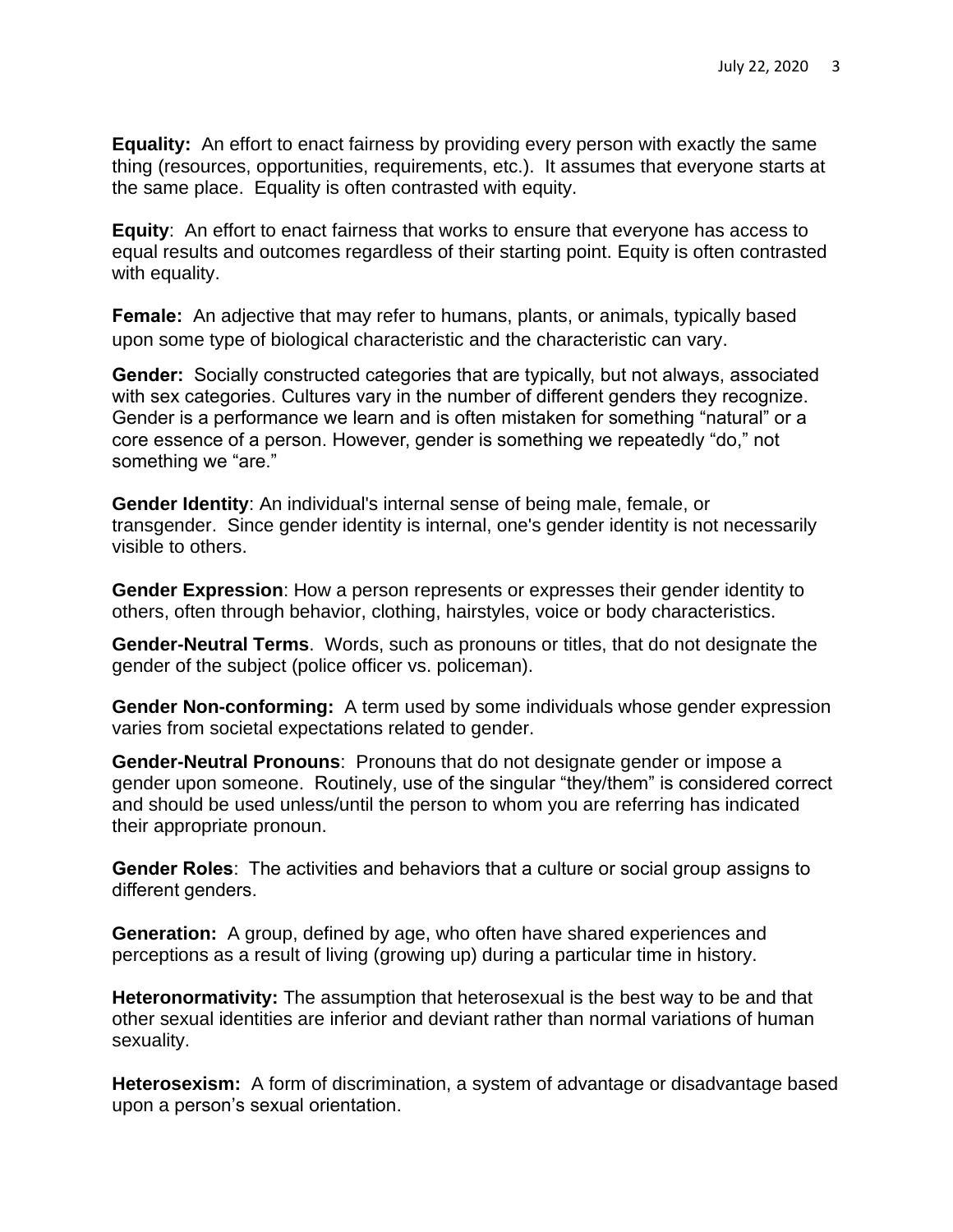**Equality:** An effort to enact fairness by providing every person with exactly the same thing (resources, opportunities, requirements, etc.). It assumes that everyone starts at the same place. Equality is often contrasted with equity.

**Equity**: An effort to enact fairness that works to ensure that everyone has access to equal results and outcomes regardless of their starting point. Equity is often contrasted with equality.

**Female:** An adjective that may refer to humans, plants, or animals, typically based upon some type of biological characteristic and the characteristic can vary.

**Gender:** Socially constructed categories that are typically, but not always, associated with sex categories. Cultures vary in the number of different genders they recognize. Gender is a performance we learn and is often mistaken for something "natural" or a core essence of a person. However, gender is something we repeatedly "do," not something we "are."

**Gender Identity**: An individual's internal sense of being male, female, or transgender. Since gender identity is internal, one's gender identity is not necessarily visible to others.

**Gender Expression**: How a person represents or expresses their gender identity to others, often through behavior, clothing, hairstyles, voice or body characteristics.

**Gender-Neutral Terms**. Words, such as pronouns or titles, that do not designate the gender of the subject (police officer vs. policeman).

**Gender Non-conforming:** A term used by some individuals whose gender expression varies from societal expectations related to gender.

**Gender-Neutral Pronouns**: Pronouns that do not designate gender or impose a gender upon someone. Routinely, use of the singular "they/them" is considered correct and should be used unless/until the person to whom you are referring has indicated their appropriate pronoun.

**Gender Roles**: The activities and behaviors that a culture or social group assigns to different genders.

**Generation:** A group, defined by age, who often have shared experiences and perceptions as a result of living (growing up) during a particular time in history.

**Heteronormativity:** The assumption that heterosexual is the best way to be and that other sexual identities are inferior and deviant rather than normal variations of human sexuality.

**Heterosexism:** A form of discrimination, a system of advantage or disadvantage based upon a person's sexual orientation.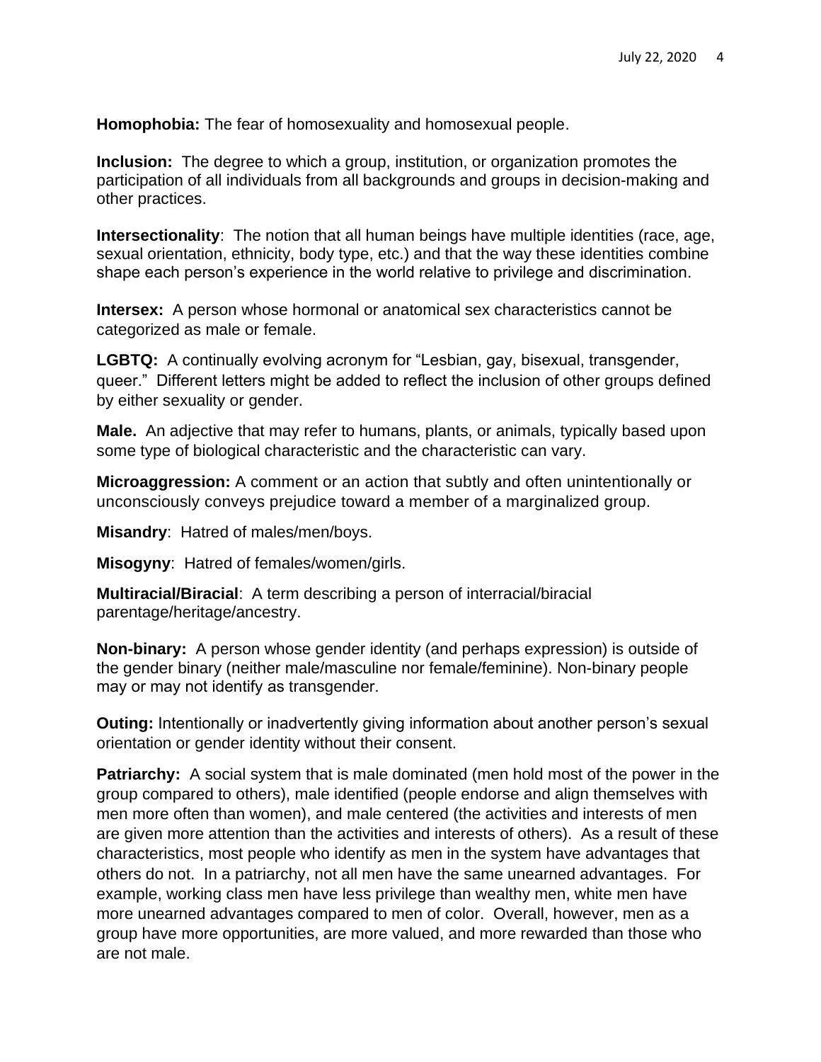**Homophobia:** The fear of homosexuality and homosexual people.

**Inclusion:** The degree to which a group, institution, or organization promotes the participation of all individuals from all backgrounds and groups in decision-making and other practices.

**Intersectionality**: The notion that all human beings have multiple identities (race, age, sexual orientation, ethnicity, body type, etc.) and that the way these identities combine shape each person's experience in the world relative to privilege and discrimination.

**Intersex:** A person whose hormonal or anatomical sex characteristics cannot be categorized as male or female.

**LGBTQ:** A continually evolving acronym for "Lesbian, gay, bisexual, transgender, queer." Different letters might be added to reflect the inclusion of other groups defined by either sexuality or gender.

**Male.** An adjective that may refer to humans, plants, or animals, typically based upon some type of biological characteristic and the characteristic can vary.

**Microaggression:** A comment or an action that subtly and often unintentionally or unconsciously conveys prejudice toward a member of a marginalized group.

**Misandry**: Hatred of males/men/boys.

**Misogyny**: Hatred of females/women/girls.

**Multiracial/Biracial**: A term describing a person of interracial/biracial parentage/heritage/ancestry.

**Non-binary:** A person whose gender identity (and perhaps expression) is outside of the gender binary (neither male/masculine nor female/feminine). Non-binary people may or may not identify as transgender.

**Outing:** Intentionally or inadvertently giving information about another person's sexual orientation or gender identity without their consent.

**Patriarchy:** A social system that is male dominated (men hold most of the power in the group compared to others), male identified (people endorse and align themselves with men more often than women), and male centered (the activities and interests of men are given more attention than the activities and interests of others). As a result of these characteristics, most people who identify as men in the system have advantages that others do not. In a patriarchy, not all men have the same unearned advantages. For example, working class men have less privilege than wealthy men, white men have more unearned advantages compared to men of color. Overall, however, men as a group have more opportunities, are more valued, and more rewarded than those who are not male.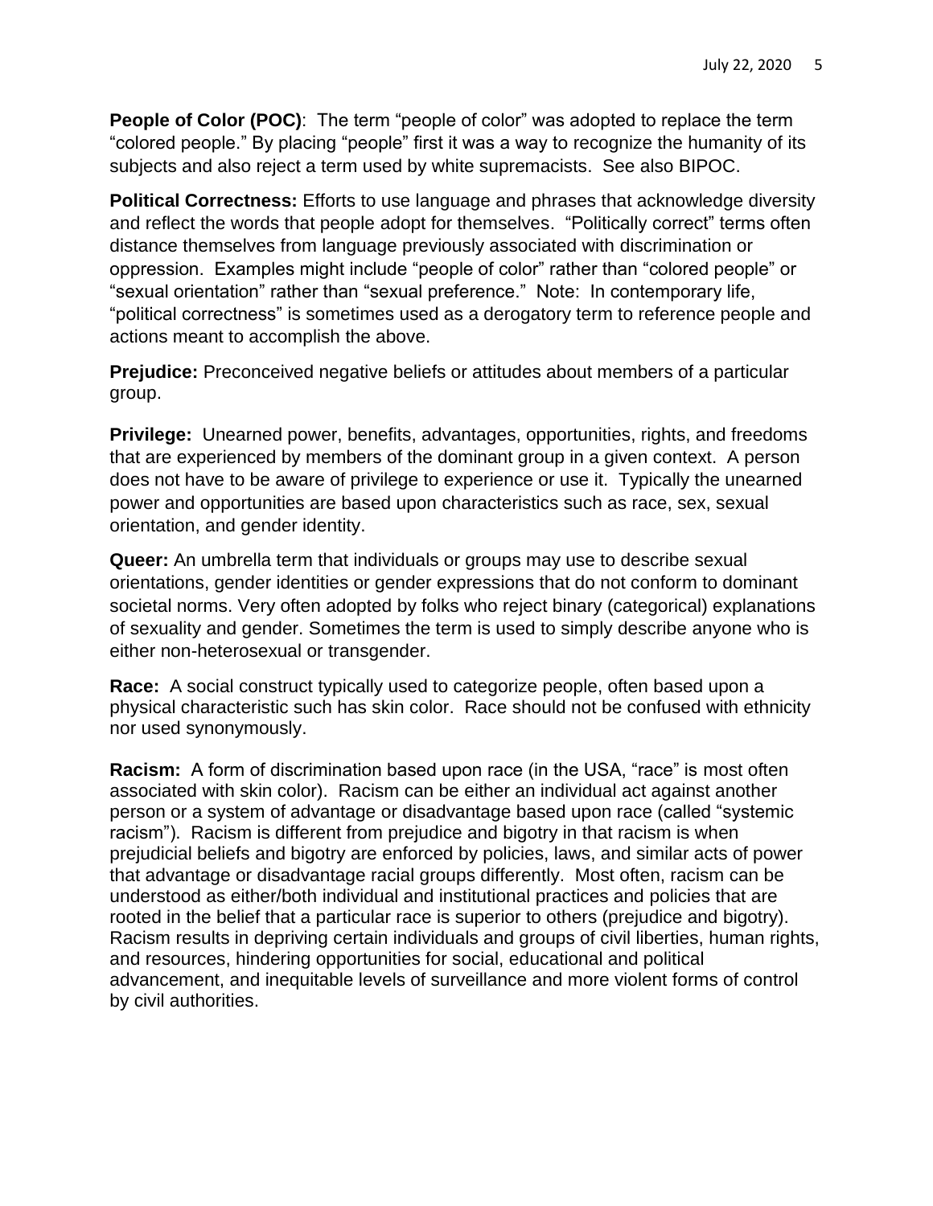**People of Color (POC)**: The term "people of color" was adopted to replace the term "colored people." By placing "people" first it was a way to recognize the humanity of its subjects and also reject a term used by white supremacists. See also BIPOC.

**Political Correctness:** Efforts to use language and phrases that acknowledge diversity and reflect the words that people adopt for themselves. "Politically correct" terms often distance themselves from language previously associated with discrimination or oppression. Examples might include "people of color" rather than "colored people" or "sexual orientation" rather than "sexual preference." Note: In contemporary life, "political correctness" is sometimes used as a derogatory term to reference people and actions meant to accomplish the above.

**Prejudice:** Preconceived negative beliefs or attitudes about members of a particular group.

**Privilege:** Unearned power, benefits, advantages, opportunities, rights, and freedoms that are experienced by members of the dominant group in a given context. A person does not have to be aware of privilege to experience or use it. Typically the unearned power and opportunities are based upon characteristics such as race, sex, sexual orientation, and gender identity.

**Queer:** An umbrella term that individuals or groups may use to describe sexual orientations, gender identities or gender expressions that do not conform to dominant societal norms. Very often adopted by folks who reject binary (categorical) explanations of sexuality and gender. Sometimes the term is used to simply describe anyone who is either non-heterosexual or transgender.

**Race:** A social construct typically used to categorize people, often based upon a physical characteristic such has skin color. Race should not be confused with ethnicity nor used synonymously.

**Racism:** A form of discrimination based upon race (in the USA, "race" is most often associated with skin color). Racism can be either an individual act against another person or a system of advantage or disadvantage based upon race (called "systemic racism"). Racism is different from prejudice and bigotry in that racism is when prejudicial beliefs and bigotry are enforced by policies, laws, and similar acts of power that advantage or disadvantage racial groups differently. Most often, racism can be understood as either/both individual and institutional practices and policies that are rooted in the belief that a particular race is superior to others (prejudice and bigotry). Racism results in depriving certain individuals and groups of civil liberties, human rights, and resources, hindering opportunities for social, educational and political advancement, and inequitable levels of surveillance and more violent forms of control by civil authorities.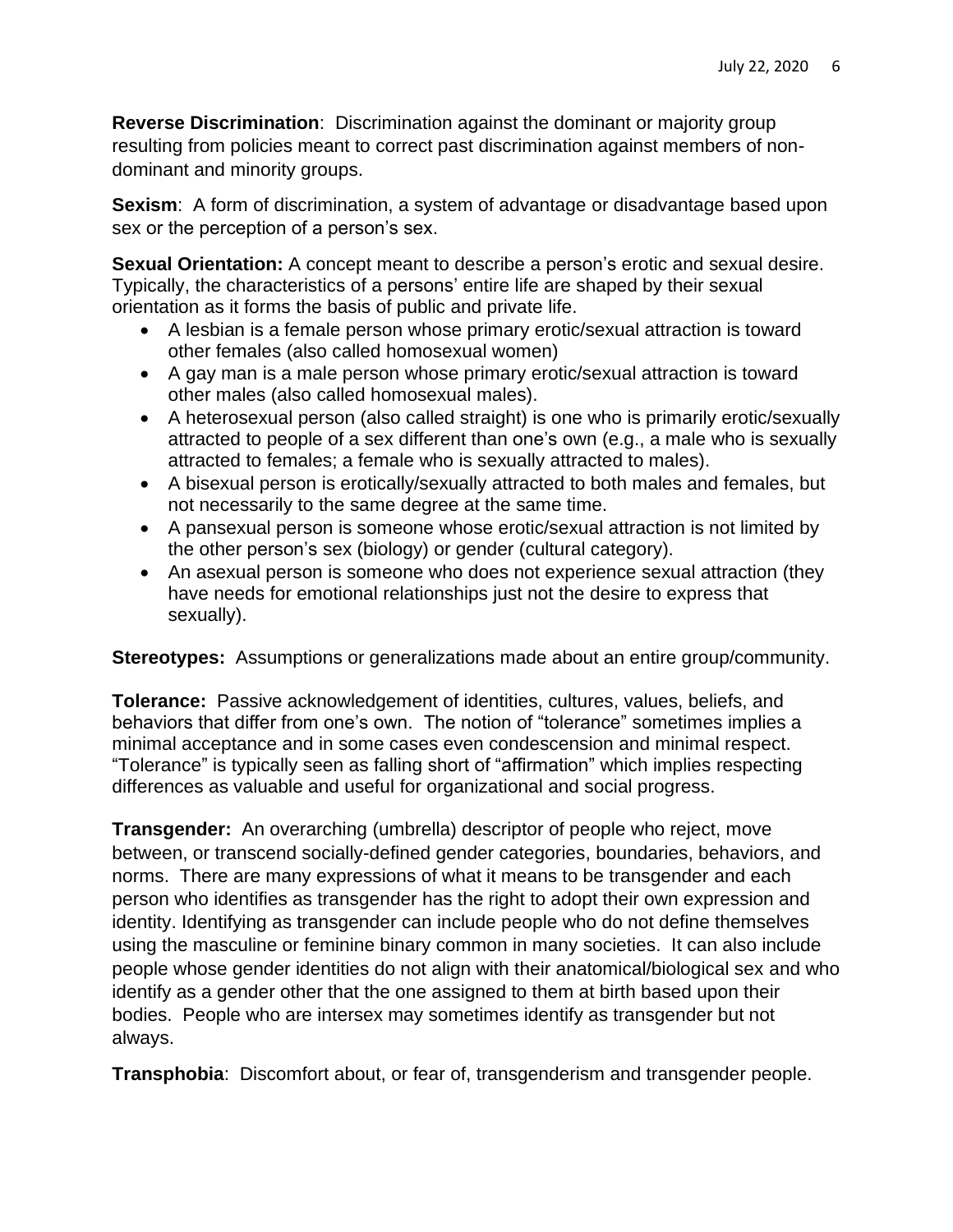**Reverse Discrimination**: Discrimination against the dominant or majority group resulting from policies meant to correct past discrimination against members of non-dominant and minority groups.

**Sexism**: A form of discrimination, a system of advantage or disadvantage based upon sex or the perception of a person's sex.

**Sexual Orientation:** A concept meant to describe a person's erotic and sexual desire. Typically, the characteristics of a persons' entire life are shaped by their sexual orientation as it forms the basis of public and private life.

- A lesbian is a female person whose primary erotic/sexual attraction is toward other females (also called homosexual women)
- A gay man is a male person whose primary erotic/sexual attraction is toward other males (also called homosexual males).
- A heterosexual person (also called straight) is one who is primarily erotic/sexually attracted to people of a sex different than one's own (e.g., a male who is sexually attracted to females; a female who is sexually attracted to males).
- A bisexual person is erotically/sexually attracted to both males and females, but not necessarily to the same degree at the same time.
- A pansexual person is someone whose erotic/sexual attraction is not limited by the other person's sex (biology) or gender (cultural category).
- An asexual person is someone who does not experience sexual attraction (they have needs for emotional relationships just not the desire to express that sexually).

**Stereotypes:** Assumptions or generalizations made about an entire group/community.

**Tolerance:** Passive acknowledgement of identities, cultures, values, beliefs, and behaviors that differ from one's own. The notion of "tolerance" sometimes implies a minimal acceptance and in some cases even condescension and minimal respect. "Tolerance" is typically seen as falling short of "affirmation" which implies respecting differences as valuable and useful for organizational and social progress.

**Transgender:** An overarching (umbrella) descriptor of people who reject, move between, or transcend socially-defined gender categories, boundaries, behaviors, and norms. There are many expressions of what it means to be transgender and each person who identifies as transgender has the right to adopt their own expression and identity. Identifying as transgender can include people who do not define themselves using the masculine or feminine binary common in many societies. It can also include people whose gender identities do not align with their anatomical/biological sex and who identify as a gender other that the one assigned to them at birth based upon their bodies. People who are intersex may sometimes identify as transgender but not always.

**Transphobia**: Discomfort about, or fear of, transgenderism and transgender people.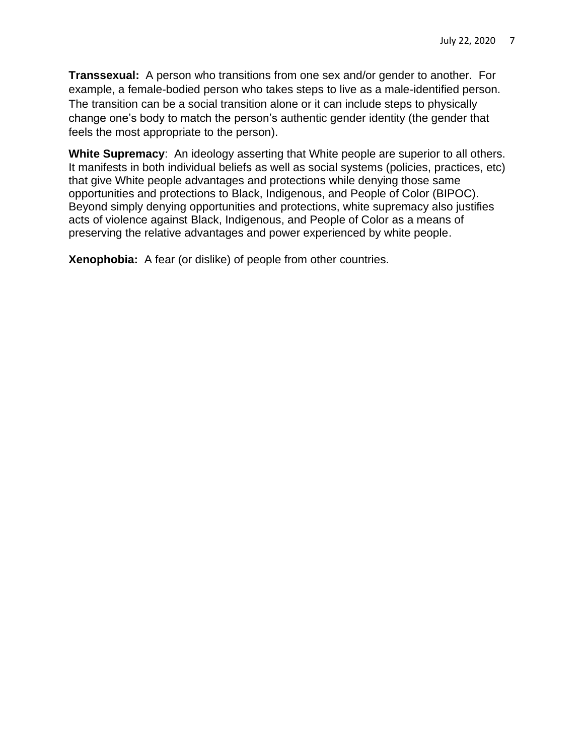**Transsexual:** A person who transitions from one sex and/or gender to another. For example, a female-bodied person who takes steps to live as a male-identified person. The transition can be a social transition alone or it can include steps to physically change one's body to match the person's authentic gender identity (the gender that feels the most appropriate to the person).

**White Supremacy**: An ideology asserting that White people are superior to all others. It manifests in both individual beliefs as well as social systems (policies, practices, etc) that give White people advantages and protections while denying those same opportunities and protections to Black, Indigenous, and People of Color (BIPOC). Beyond simply denying opportunities and protections, white supremacy also justifies acts of violence against Black, Indigenous, and People of Color as a means of preserving the relative advantages and power experienced by white people.

**Xenophobia:** A fear (or dislike) of people from other countries.